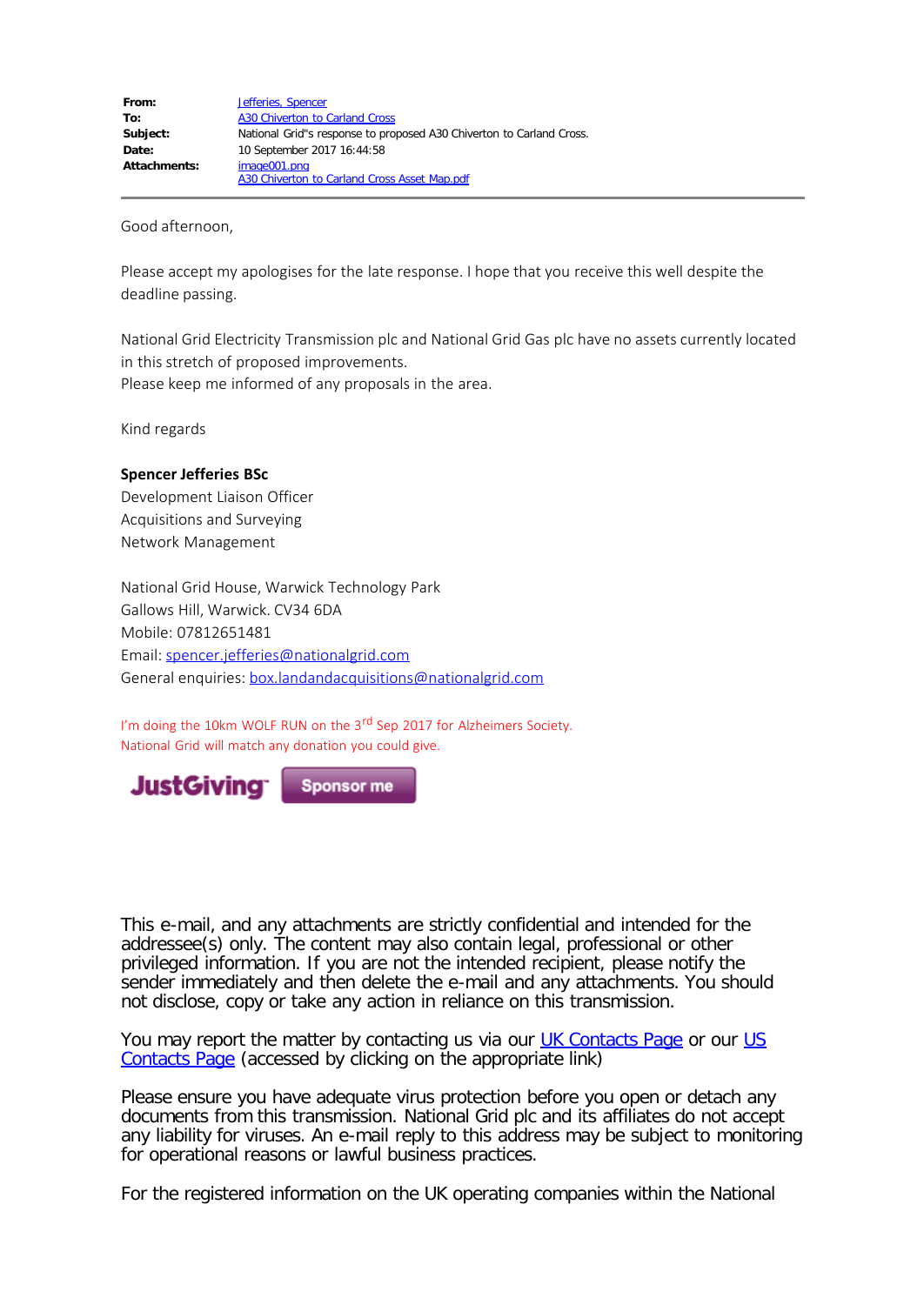| | |
|---|---|
| **From:** | Jefferies, Spencer |
| **To:** | A30 Chiverton to Carland Cross |
| **Subject:** | National Grid"s response to proposed A30 Chiverton to Carland Cross. |
| **Date:** | 10 September 2017 16:44:58 |
| **Attachments:** | image001.png<br>A30 Chiverton to Carland Cross Asset Map.pdf |

---

Good afternoon,

Please accept my apologises for the late response. I hope that you receive this well despite the deadline passing.

National Grid Electricity Transmission plc and National Grid Gas plc have no assets currently located in this stretch of proposed improvements.
Please keep me informed of any proposals in the area.

Kind regards

**Spencer Jefferies BSc**
Development Liaison Officer
Acquisitions and Surveying
Network Management

National Grid House, Warwick Technology Park
Gallows Hill, Warwick. CV34 6DA
Mobile: 07812651481
Email: spencer.jefferies@nationalgrid.com
General enquiries: box.landandacquisitions@nationalgrid.com

I'm doing the 10km WOLF RUN on the 3rd Sep 2017 for Alzheimers Society.
National Grid will match any donation you could give.

JustGiving Sponsor me

This e-mail, and any attachments are strictly confidential and intended for the addressee(s) only. The content may also contain legal, professional or other privileged information. If you are not the intended recipient, please notify the sender immediately and then delete the e-mail and any attachments. You should not disclose, copy or take any action in reliance on this transmission.

You may report the matter by contacting us via our UK Contacts Page or our US Contacts Page (accessed by clicking on the appropriate link)

Please ensure you have adequate virus protection before you open or detach any documents from this transmission. National Grid plc and its affiliates do not accept any liability for viruses. An e-mail reply to this address may be subject to monitoring for operational reasons or lawful business practices.

For the registered information on the UK operating companies within the National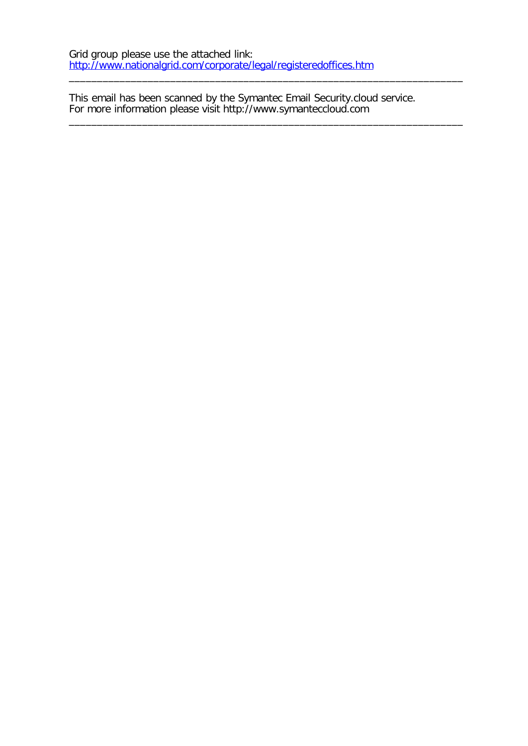Grid group please use the attached link:
[http://www.nationalgrid.com/corporate/legal/registeredoffices.htm](http://www.nationalgrid.com/corporate/legal/registeredoffices.htm)

---

This email has been scanned by the Symantec Email Security.cloud service.
For more information please visit http://www.symanteccloud.com

---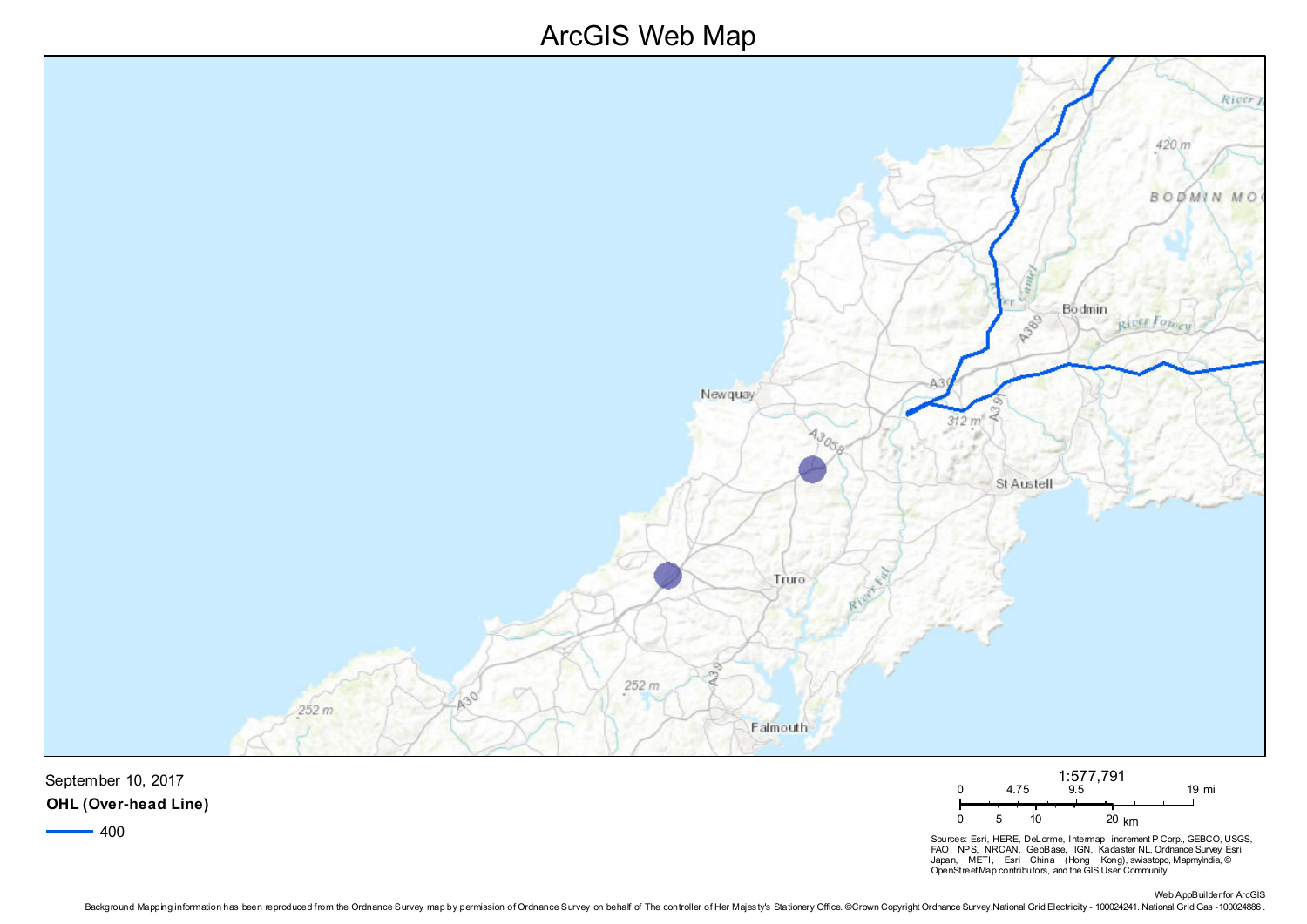# ArcGIS Web Map

River T

420 m

BODMIN MO

River Camel

Bodmin

A389

River Fowey

A30

Newquay

312 m

A391

A3058

St Austell

Truro

River Fal

A30

252 m

A39

252 m

Falmouth

September 10, 2017

**OHL (Over-head Line)**

400

1:577,791

0 4.75 9.5 19 mi

0 5 10 20 km

Sources: Esri, HERE, DeLorme, Intermap, increment P Corp., GEBCO, USGS, FAO, NPS, NRCAN, GeoBase, IGN, Kadaster NL, Ordnance Survey, Esri Japan, METI, Esri China (Hong Kong), swisstopo, MapmyIndia, © OpenStreetMap contributors, and the GIS User Community

Web AppBuilder for ArcGIS

Background Mapping information has been reproduced from the Ordnance Survey map by permission of Ordnance Survey on behalf of The controller of Her Majesty's Stationery Office. ©Crown Copyright Ordnance Survey.National Grid Electricity - 100024241. National Grid Gas -100024886 .